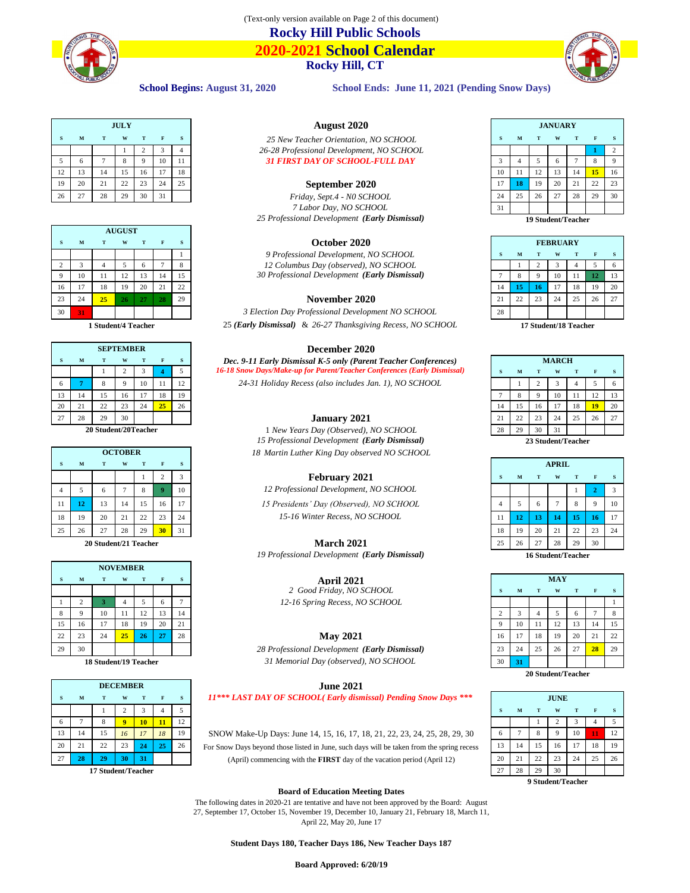(Text-only version available on Page 2 of this document)

# Rocky Hill Public Schools

# 2020-2021 School Calendar

## Rocky Hill, CT

**School Begins:** August 31, 2020 **School Ends: June 11, 2021 (Pending Snow Days)**

### JULY

| S | M | T | W | T | F | S |
|---|---|---|---|---|---|---|
| | | | 1 | 2 | 3 | 4 |
| 5 | 6 | 7 | 8 | 9 | 10 | 11 |
| 12 | 13 | 14 | 15 | 16 | 17 | 18 |
| 19 | 20 | 21 | 22 | 23 | 24 | 25 |
| 26 | 27 | 28 | 29 | 30 | 31 | |

### AUGUST

| S | M | T | W | T | F | S |
|---|---|---|---|---|---|---|
| | | | | | | 1 |
| 2 | 3 | 4 | 5 | 6 | 7 | 8 |
| 9 | 10 | 11 | 12 | 13 | 14 | 15 |
| 16 | 17 | 18 | 19 | 20 | 21 | 22 |
| 23 | 24 | 25 | 26 | 27 | 28 | 29 |
| 30 | 31 | | | | | |

**1 Student/4 Teacher**

### SEPTEMBER

| S | M | T | W | T | F | S |
|---|---|---|---|---|---|---|
| | | 1 | 2 | 3 | 4 | 5 |
| 6 | 7 | 8 | 9 | 10 | 11 | 12 |
| 13 | 14 | 15 | 16 | 17 | 18 | 19 |
| 20 | 21 | 22 | 23 | 24 | 25 | 26 |
| 27 | 28 | 29 | 30 | | | |

**20 Student/20Teacher**

### OCTOBER

| S | M | T | W | T | F | S |
|---|---|---|---|---|---|---|
| | | | | 1 | 2 | 3 |
| 4 | 5 | 6 | 7 | 8 | 9 | 10 |
| 11 | 12 | 13 | 14 | 15 | 16 | 17 |
| 18 | 19 | 20 | 21 | 22 | 23 | 24 |
| 25 | 26 | 27 | 28 | 29 | 30 | 31 |

**20 Student/21 Teacher**

### NOVEMBER

| S | M | T | W | T | F | S |
|---|---|---|---|---|---|---|
| 1 | 2 | 3 | 4 | 5 | 6 | 7 |
| 8 | 9 | 10 | 11 | 12 | 13 | 14 |
| 15 | 16 | 17 | 18 | 19 | 20 | 21 |
| 22 | 23 | 24 | 25 | 26 | 27 | 28 |
| 29 | 30 | | | | | |

**18 Student/19 Teacher**

### DECEMBER

| S | M | T | W | T | F | S |
|---|---|---|---|---|---|---|
| | | 1 | 2 | 3 | 4 | 5 |
| 6 | 7 | 8 | 9 | 10 | 11 | 12 |
| 13 | 14 | 15 | 16 | 17 | 18 | 19 |
| 20 | 21 | 22 | 23 | 24 | 25 | 26 |
| 27 | 28 | 29 | 30 | 31 | | |

**17 Student/Teacher**

### August 2020

*25 New Teacher Orientation, NO SCHOOL*
*26-28 Professional Development, NO SCHOOL*
***31 FIRST DAY OF SCHOOL-FULL DAY***

### September 2020

*Friday, Sept.4 - N0 SCHOOL*
*7 Labor Day, NO SCHOOL*
*25 Professional Development **(Early Dismissal)***

### October 2020

*9 Professional Development, NO SCHOOL*
*12 Columbus Day (observed), NO SCHOOL*
*30 Professional Development **(Early Dismissal)***

### November 2020

*3 Election Day Professional Development NO SCHOOL*
25 ***(Early Dismissal)*** & *26-27 Thanksgiving Recess, NO SCHOOL*

### December 2020

***Dec. 9-11 Early Dismissal K-5 only (Parent Teacher Conferences)***
***16-18 Snow Days/Make-up for Parent/Teacher Conferences (Early Dismissal)***
*24-31 Holiday Recess (also includes Jan. 1), NO SCHOOL*

### January 2021

*1 New Years Day (Observed), NO SCHOOL*
*15 Professional Development **(Early Dismissal)***
*18 Martin Luther King Day observed NO SCHOOL*

### February 2021

*12 Professional Development, NO SCHOOL*
*15 Presidents' Day (Observed), NO SCHOOL*
*15-16 Winter Recess, NO SCHOOL*

### March 2021

*19 Professional Development **(Early Dismissal)***

### April 2021

*2 Good Friday, NO SCHOOL*
*12-16 Spring Recess, NO SCHOOL*

### May 2021

*28 Professional Development **(Early Dismissal)***
*31 Memorial Day (observed), NO SCHOOL*

### June 2021

***11\*\*\* LAST DAY OF SCHOOL( Early dismissal) Pending Snow Days \*\*\****

SNOW Make-Up Days: June 14, 15, 16, 17, 18, 21, 22, 23, 24, 25, 28, 29, 30

For Snow Days beyond those listed in June, such days will be taken from the spring recess (April) commencing with the **FIRST** day of the vacation period (April 12)

### JANUARY

| S | M | T | W | T | F | S |
|---|---|---|---|---|---|---|
| | | | | | 1 | 2 |
| 3 | 4 | 5 | 6 | 7 | 8 | 9 |
| 10 | 11 | 12 | 13 | 14 | 15 | 16 |
| 17 | 18 | 19 | 20 | 21 | 22 | 23 |
| 24 | 25 | 26 | 27 | 28 | 29 | 30 |
| 31 | | | | | | |

**19 Student/Teacher**

### FEBRUARY

| S | M | T | W | T | F | S |
|---|---|---|---|---|---|---|
| | 1 | 2 | 3 | 4 | 5 | 6 |
| 7 | 8 | 9 | 10 | 11 | 12 | 13 |
| 14 | 15 | 16 | 17 | 18 | 19 | 20 |
| 21 | 22 | 23 | 24 | 25 | 26 | 27 |
| 28 | | | | | | |

**17 Student/18 Teacher**

### MARCH

| S | M | T | W | T | F | S |
|---|---|---|---|---|---|---|
| | 1 | 2 | 3 | 4 | 5 | 6 |
| 7 | 8 | 9 | 10 | 11 | 12 | 13 |
| 14 | 15 | 16 | 17 | 18 | 19 | 20 |
| 21 | 22 | 23 | 24 | 25 | 26 | 27 |
| 28 | 29 | 30 | 31 | | | |

**23 Student/Teacher**

### APRIL

| S | M | T | W | T | F | S |
|---|---|---|---|---|---|---|
| | | | | 1 | 2 | 3 |
| 4 | 5 | 6 | 7 | 8 | 9 | 10 |
| 11 | 12 | 13 | 14 | 15 | 16 | 17 |
| 18 | 19 | 20 | 21 | 22 | 23 | 24 |
| 25 | 26 | 27 | 28 | 29 | 30 | |

**16 Student/Teacher**

### MAY

| S | M | T | W | T | F | S |
|---|---|---|---|---|---|---|
| | | | | | | 1 |
| 2 | 3 | 4 | 5 | 6 | 7 | 8 |
| 9 | 10 | 11 | 12 | 13 | 14 | 15 |
| 16 | 17 | 18 | 19 | 20 | 21 | 22 |
| 23 | 24 | 25 | 26 | 27 | 28 | 29 |
| 30 | 31 | | | | | |

**20 Student/Teacher**

### JUNE

| S | M | T | W | T | F | S |
|---|---|---|---|---|---|---|
| | | 1 | 2 | 3 | 4 | 5 |
| 6 | 7 | 8 | 9 | 10 | 11 | 12 |
| 13 | 14 | 15 | 16 | 17 | 18 | 19 |
| 20 | 21 | 22 | 23 | 24 | 25 | 26 |
| 27 | 28 | 29 | 30 | | | |

**9 Student/Teacher**

**Board of Education Meeting Dates**

The following dates in 2020-21 are tentative and have not been approved by the Board: August 27, September 17, October 15, November 19, December 10, January 21, February 18, March 11, April 22, May 20, June 17

**Student Days 180, Teacher Days 186, New Teacher Days 187**

**Board Approved: 6/20/19**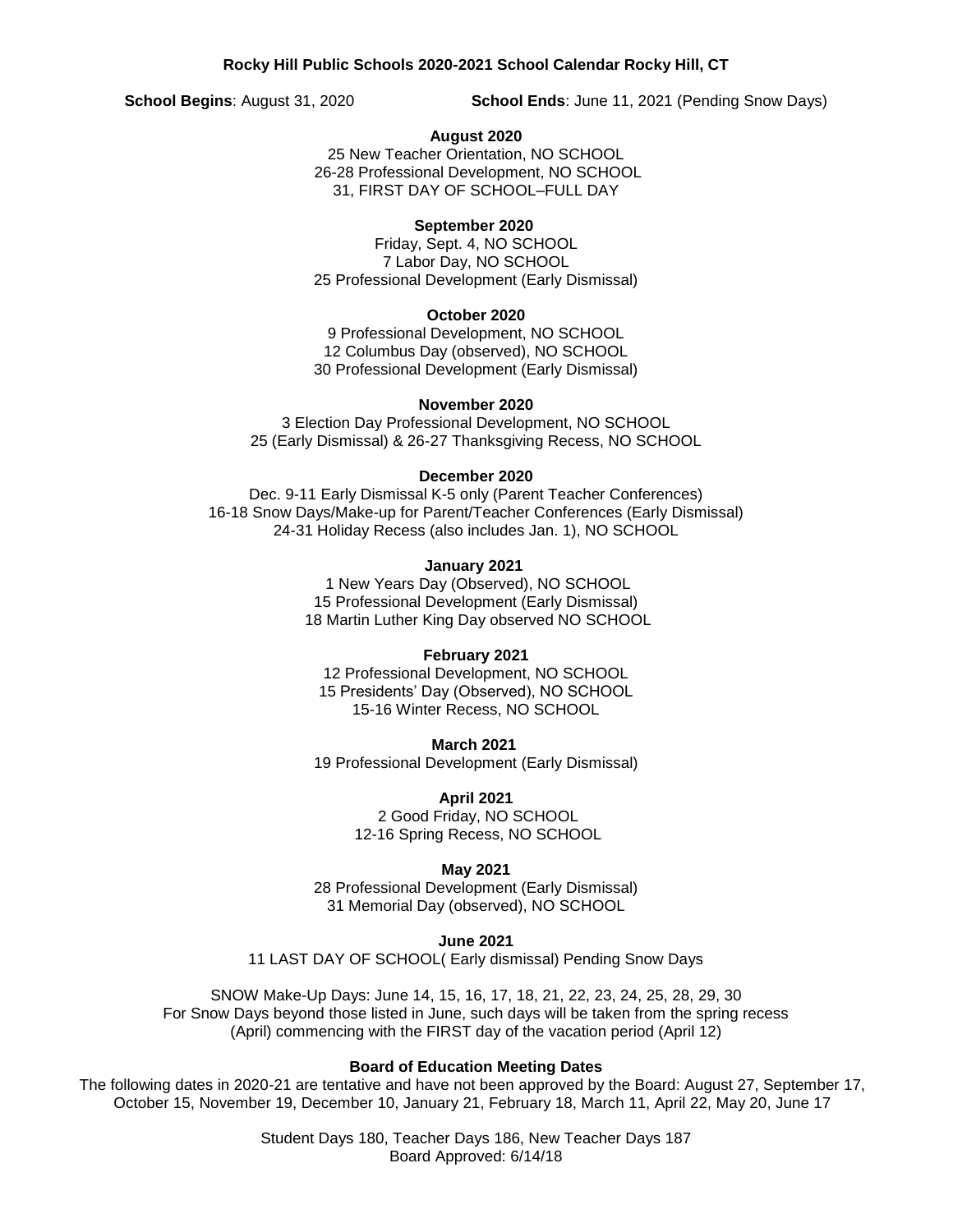**Rocky Hill Public Schools 2020-2021 School Calendar Rocky Hill, CT**

**School Begins**: August 31, 2020 **School Ends**: June 11, 2021 (Pending Snow Days)

**August 2020**

25 New Teacher Orientation, NO SCHOOL
26-28 Professional Development, NO SCHOOL
31, FIRST DAY OF SCHOOL–FULL DAY

**September 2020**

Friday, Sept. 4, NO SCHOOL
7 Labor Day, NO SCHOOL
25 Professional Development (Early Dismissal)

**October 2020**

9 Professional Development, NO SCHOOL
12 Columbus Day (observed), NO SCHOOL
30 Professional Development (Early Dismissal)

**November 2020**

3 Election Day Professional Development, NO SCHOOL
25 (Early Dismissal) & 26-27 Thanksgiving Recess, NO SCHOOL

**December 2020**

Dec. 9-11 Early Dismissal K-5 only (Parent Teacher Conferences)
16-18 Snow Days/Make-up for Parent/Teacher Conferences (Early Dismissal)
24-31 Holiday Recess (also includes Jan. 1), NO SCHOOL

**January 2021**

1 New Years Day (Observed), NO SCHOOL
15 Professional Development (Early Dismissal)
18 Martin Luther King Day observed NO SCHOOL

**February 2021**

12 Professional Development, NO SCHOOL
15 Presidents' Day (Observed), NO SCHOOL
15-16 Winter Recess, NO SCHOOL

**March 2021**

19 Professional Development (Early Dismissal)

**April 2021**

2 Good Friday, NO SCHOOL
12-16 Spring Recess, NO SCHOOL

**May 2021**

28 Professional Development (Early Dismissal)
31 Memorial Day (observed), NO SCHOOL

**June 2021**

11 LAST DAY OF SCHOOL( Early dismissal) Pending Snow Days

SNOW Make-Up Days: June 14, 15, 16, 17, 18, 21, 22, 23, 24, 25, 28, 29, 30
For Snow Days beyond those listed in June, such days will be taken from the spring recess (April) commencing with the FIRST day of the vacation period (April 12)

**Board of Education Meeting Dates**

The following dates in 2020-21 are tentative and have not been approved by the Board: August 27, September 17, October 15, November 19, December 10, January 21, February 18, March 11, April 22, May 20, June 17

Student Days 180, Teacher Days 186, New Teacher Days 187
Board Approved: 6/14/18